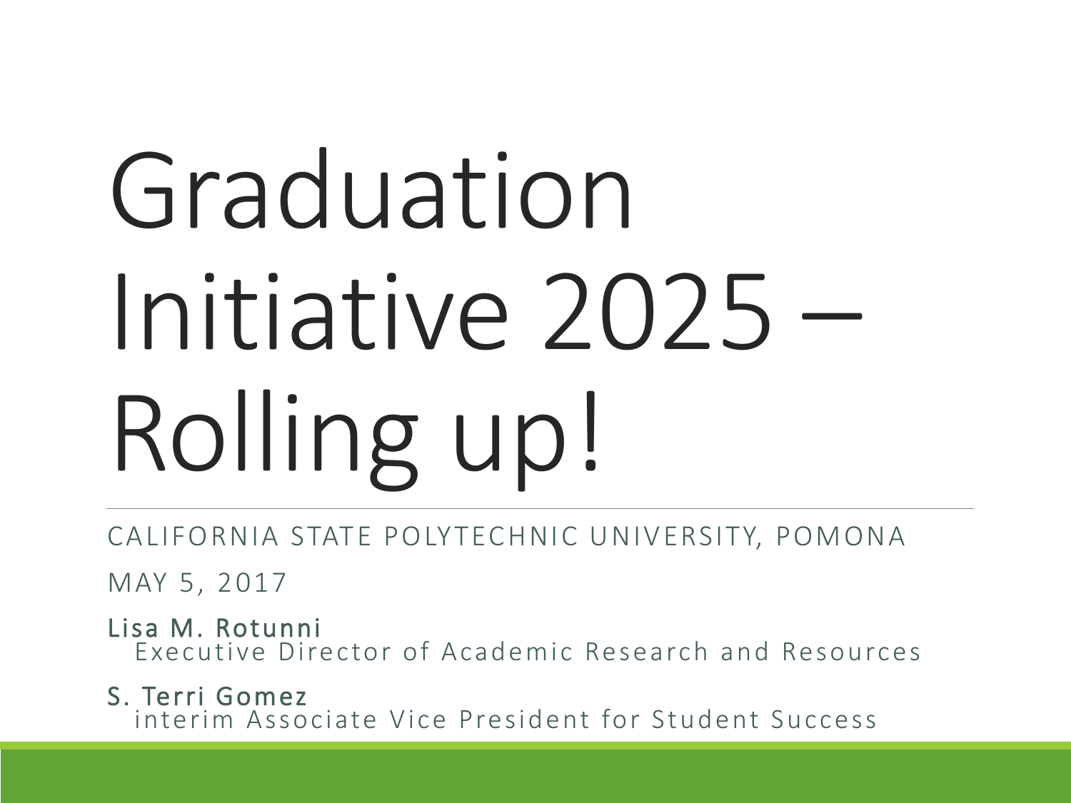# Graduation Initiative 2025 – Rolling up!

CALIFORNIA STATE POLYTECHNIC UNIVERSITY, POMONA

MAY 5, 2017

Lisa M. Rotunni
Executive Director of Academic Research and Resources

S. Terri Gomez
interim Associate Vice President for Student Success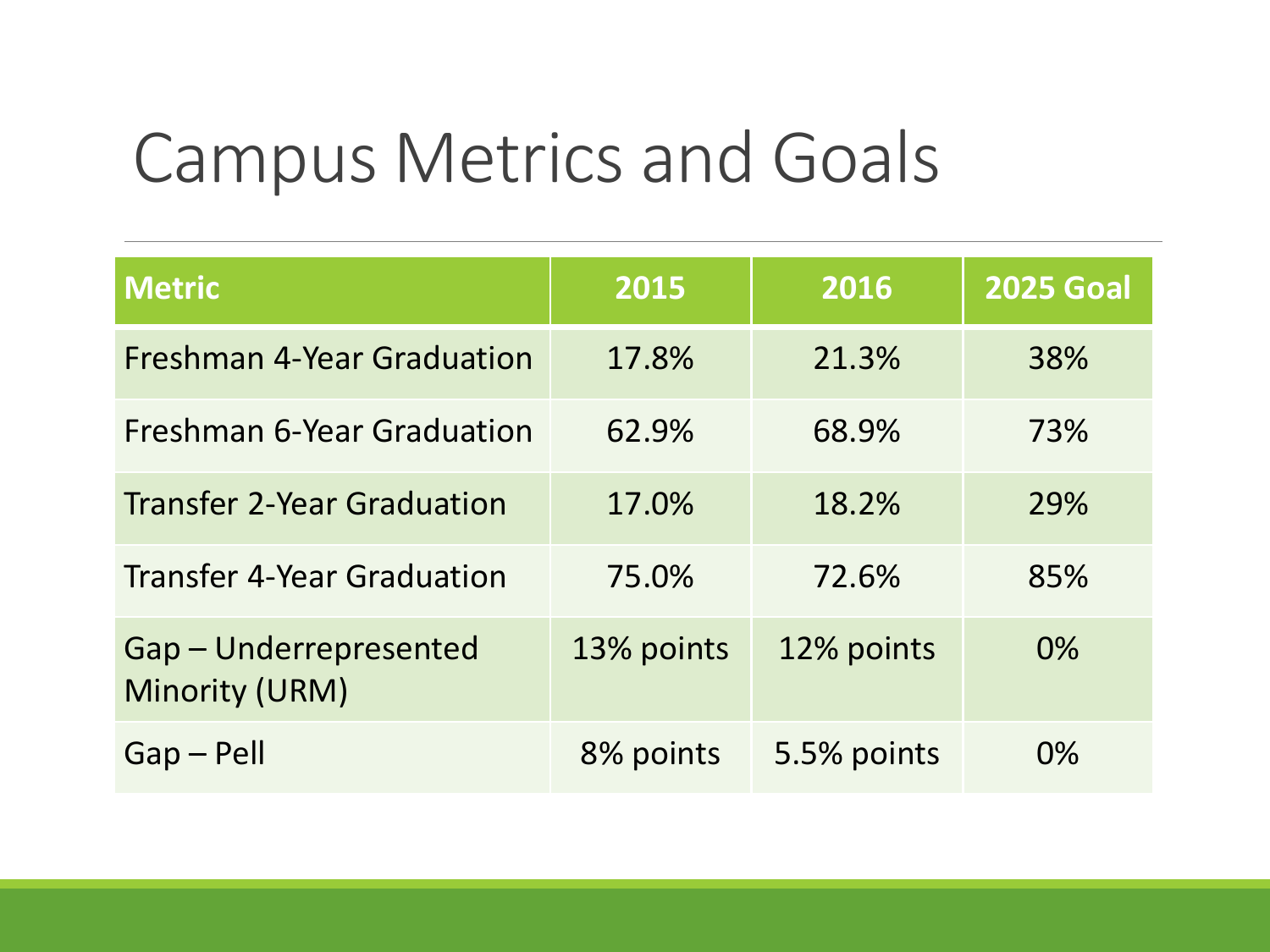# Campus Metrics and Goals

| Metric | 2015 | 2016 | 2025 Goal |
|---|---|---|---|
| Freshman 4-Year Graduation | 17.8% | 21.3% | 38% |
| Freshman 6-Year Graduation | 62.9% | 68.9% | 73% |
| Transfer 2-Year Graduation | 17.0% | 18.2% | 29% |
| Transfer 4-Year Graduation | 75.0% | 72.6% | 85% |
| Gap – Underrepresented Minority (URM) | 13% points | 12% points | 0% |
| Gap – Pell | 8% points | 5.5% points | 0% |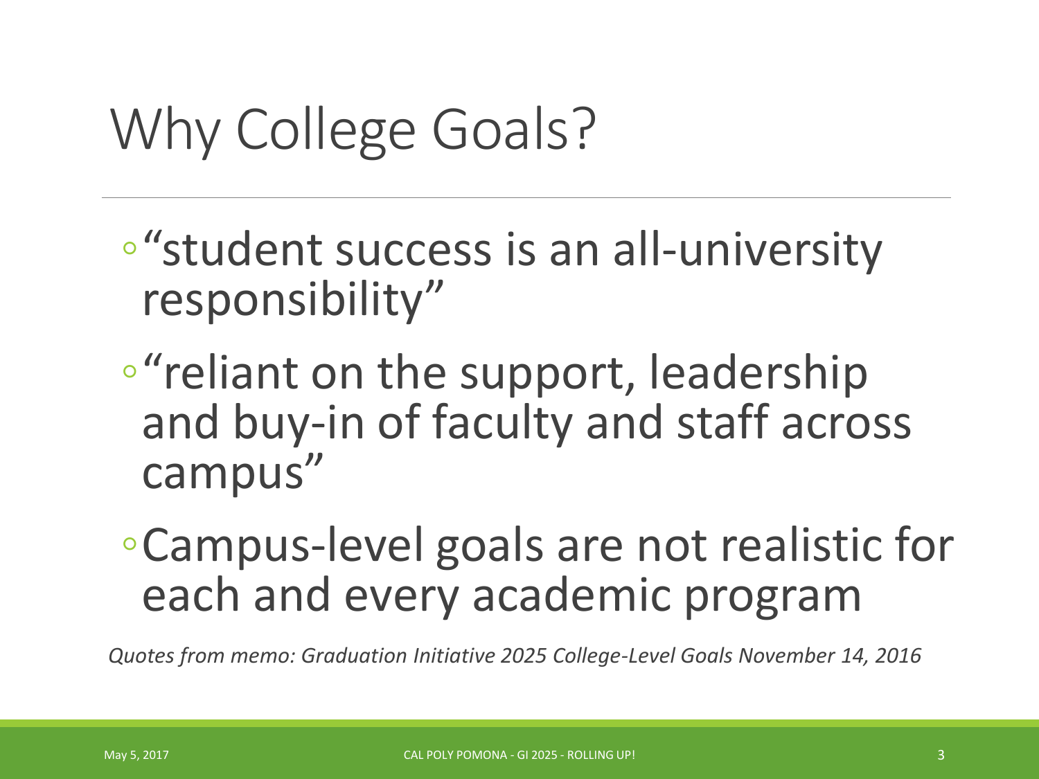# Why College Goals?

- "student success is an all-university responsibility"
- "reliant on the support, leadership and buy-in of faculty and staff across campus"
- Campus-level goals are not realistic for each and every academic program

*Quotes from memo: Graduation Initiative 2025 College-Level Goals November 14, 2016*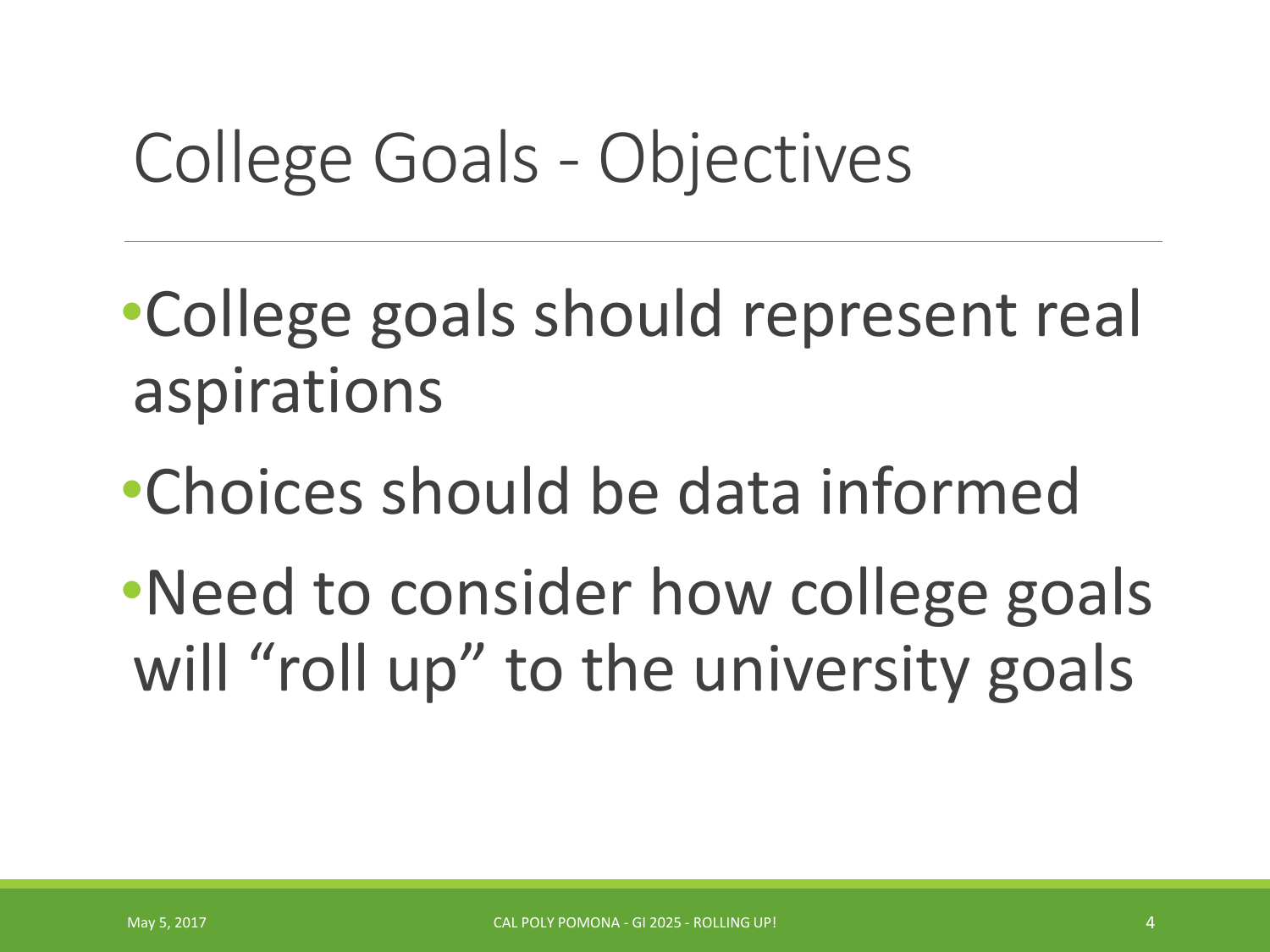# College Goals - Objectives

- College goals should represent real aspirations
- Choices should be data informed
- Need to consider how college goals will "roll up" to the university goals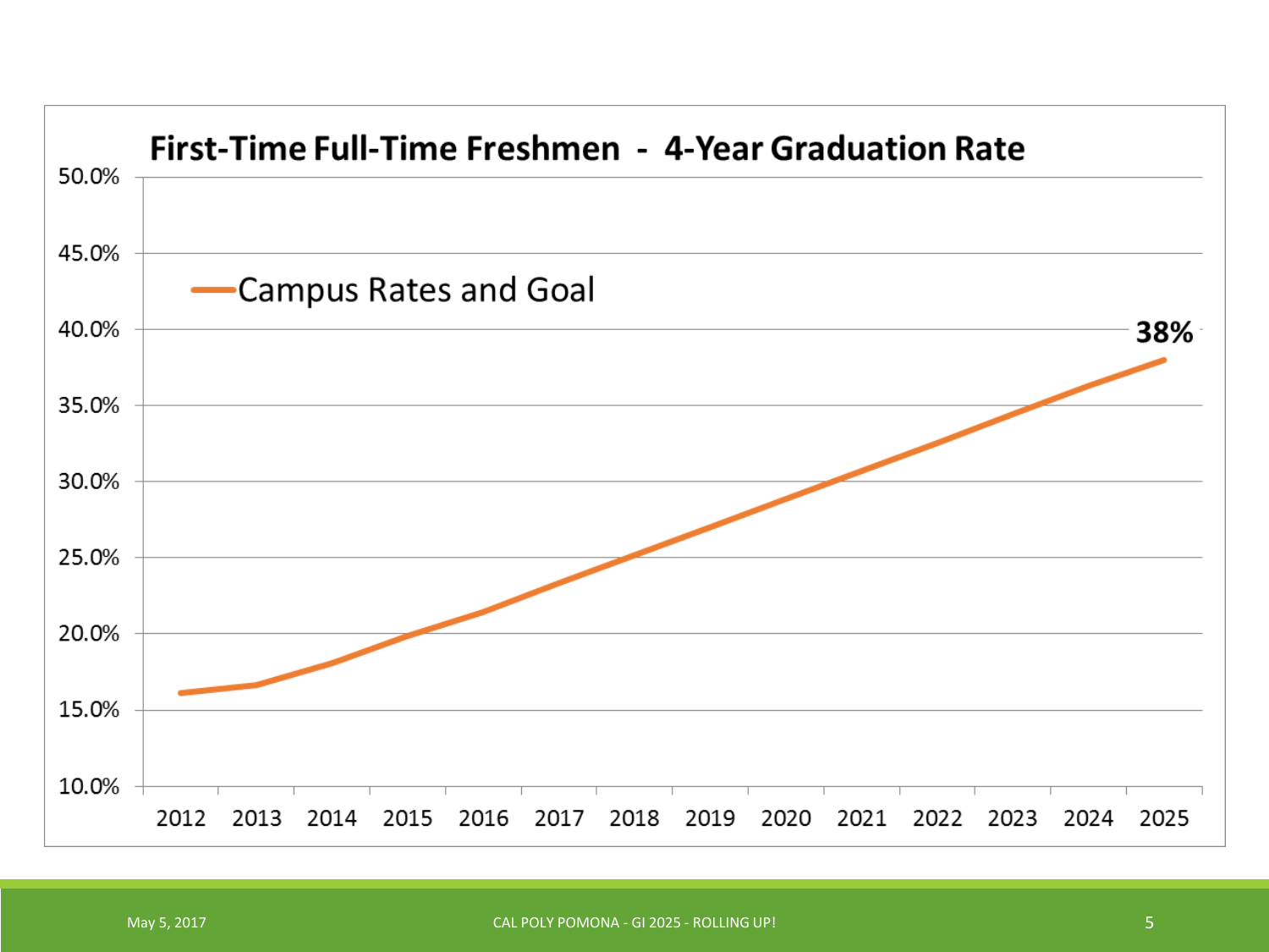## First-Time Full-Time Freshmen - 4-Year Graduation Rate

Campus Rates and Goal

38%

50.0%
45.0%
40.0%
35.0%
30.0%
25.0%
20.0%
15.0%
10.0%

2012 2013 2014 2015 2016 2017 2018 2019 2020 2021 2022 2023 2024 2025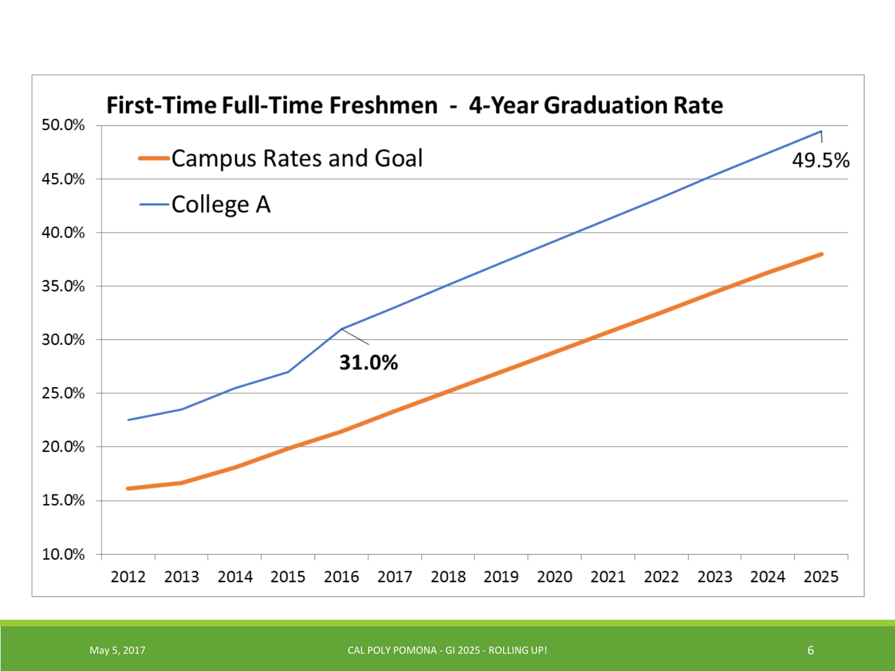## First-Time Full-Time Freshmen - 4-Year Graduation Rate

- Campus Rates and Goal
- College A

31.0%

49.5%

| | 2012 | 2013 | 2014 | 2015 | 2016 | 2017 | 2018 | 2019 | 2020 | 2021 | 2022 | 2023 | 2024 | 2025 |
|---|---|---|---|---|---|---|---|---|---|---|---|---|---|---|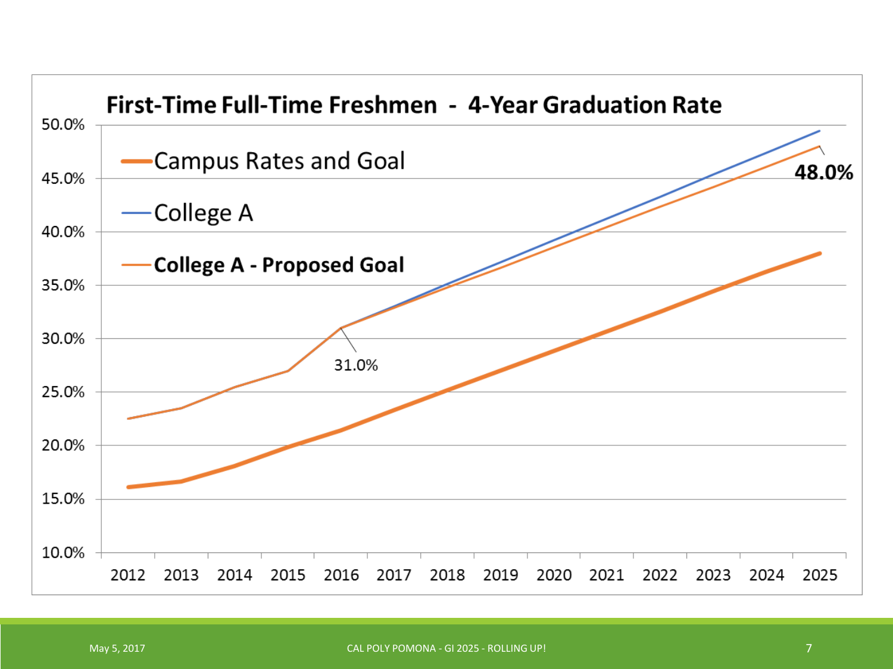## First-Time Full-Time Freshmen - 4-Year Graduation Rate

- Campus Rates and Goal
- College A
- **College A - Proposed Goal**

31.0%

**48.0%**

50.0%
45.0%
40.0%
35.0%
30.0%
25.0%
20.0%
15.0%
10.0%

2012 2013 2014 2015 2016 2017 2018 2019 2020 2021 2022 2023 2024 2025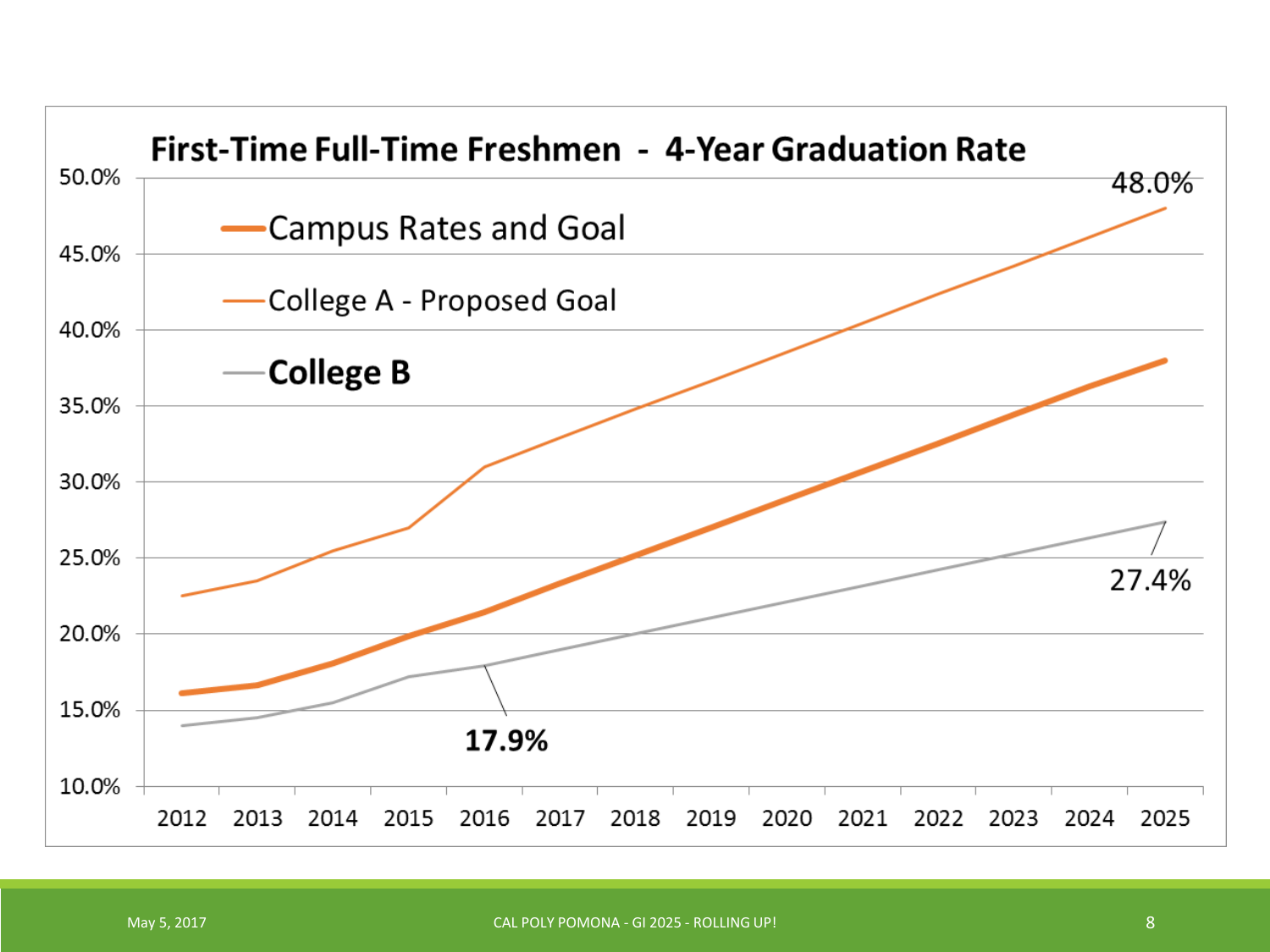## First-Time Full-Time Freshmen - 4-Year Graduation Rate

- Campus Rates and Goal
- College A - Proposed Goal
- **College B**

Y-axis: 10.0%, 15.0%, 20.0%, 25.0%, 30.0%, 35.0%, 40.0%, 45.0%, 50.0%

X-axis: 2012, 2013, 2014, 2015, 2016, 2017, 2018, 2019, 2020, 2021, 2022, 2023, 2024, 2025

Labels: 48.0%, 27.4%, **17.9%**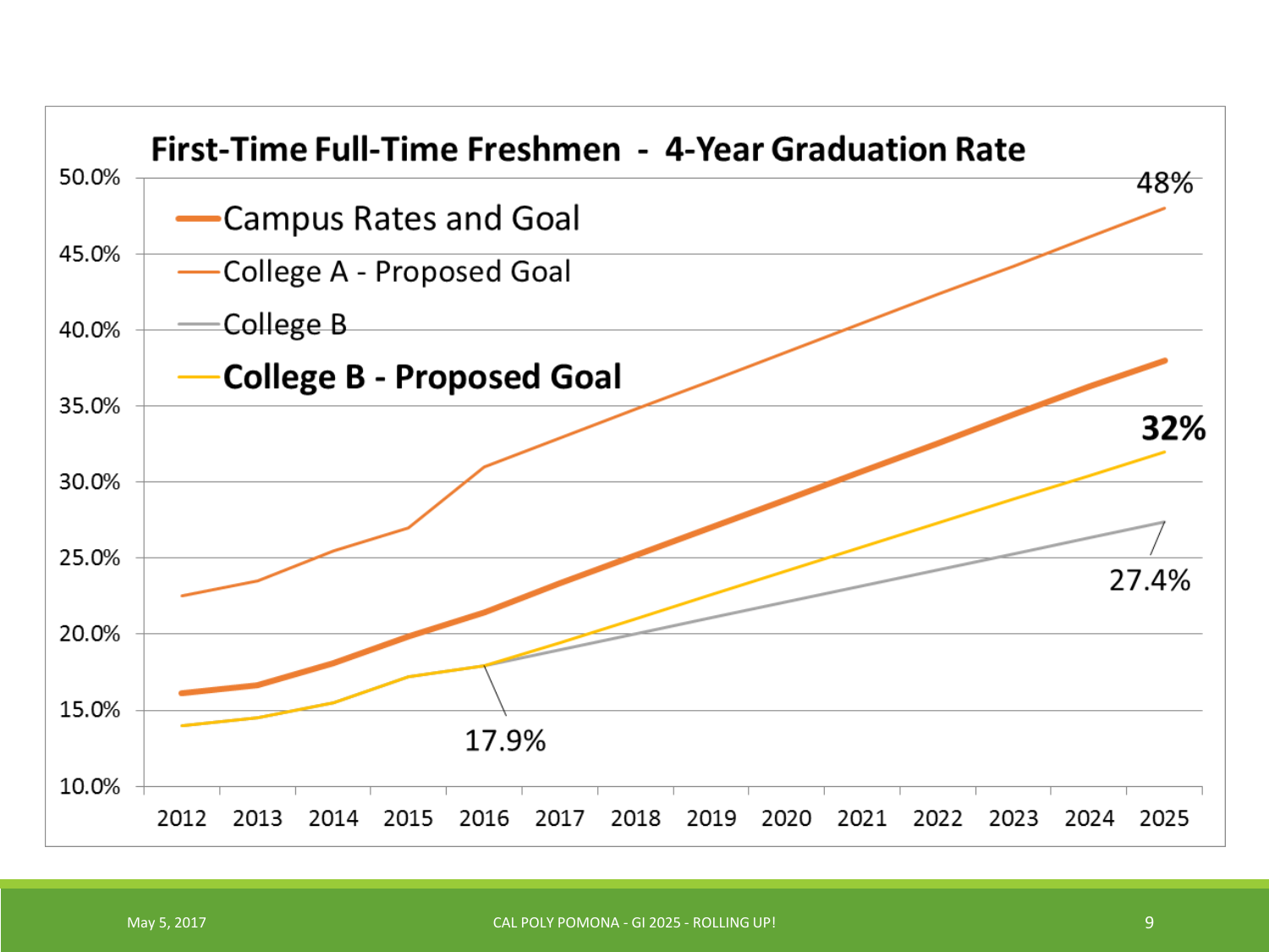## First-Time Full-Time Freshmen - 4-Year Graduation Rate

- Campus Rates and Goal
- College A - Proposed Goal
- College B
- **College B - Proposed Goal**

50.0%
45.0%
40.0%
35.0%
30.0%
25.0%
20.0%
15.0%
10.0%

2012 2013 2014 2015 2016 2017 2018 2019 2020 2021 2022 2023 2024 2025

48%

**32%**

27.4%

17.9%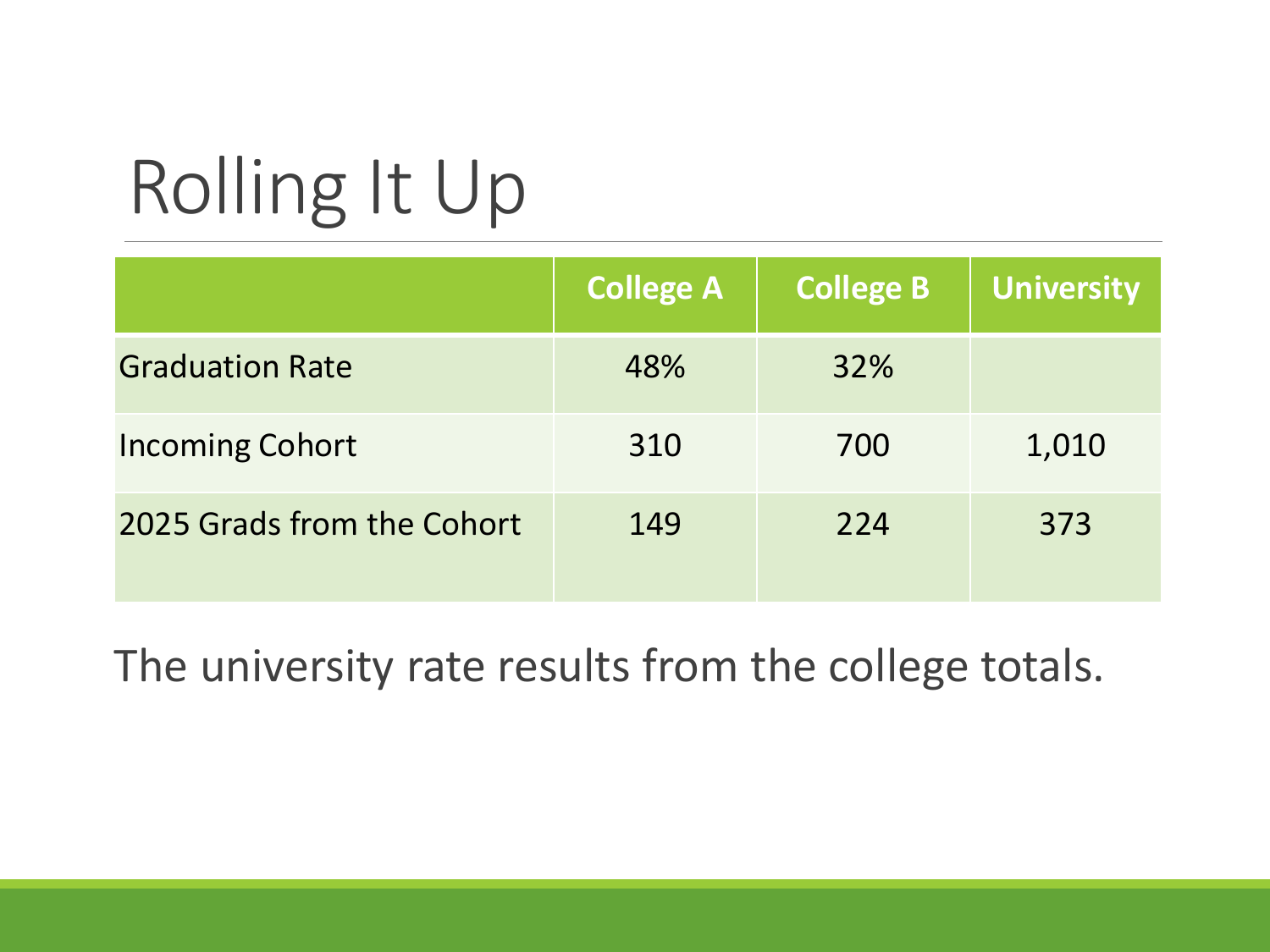# Rolling It Up

| | College A | College B | University |
|---|---|---|---|
| Graduation Rate | 48% | 32% | |
| Incoming Cohort | 310 | 700 | 1,010 |
| 2025 Grads from the Cohort | 149 | 224 | 373 |

The university rate results from the college totals.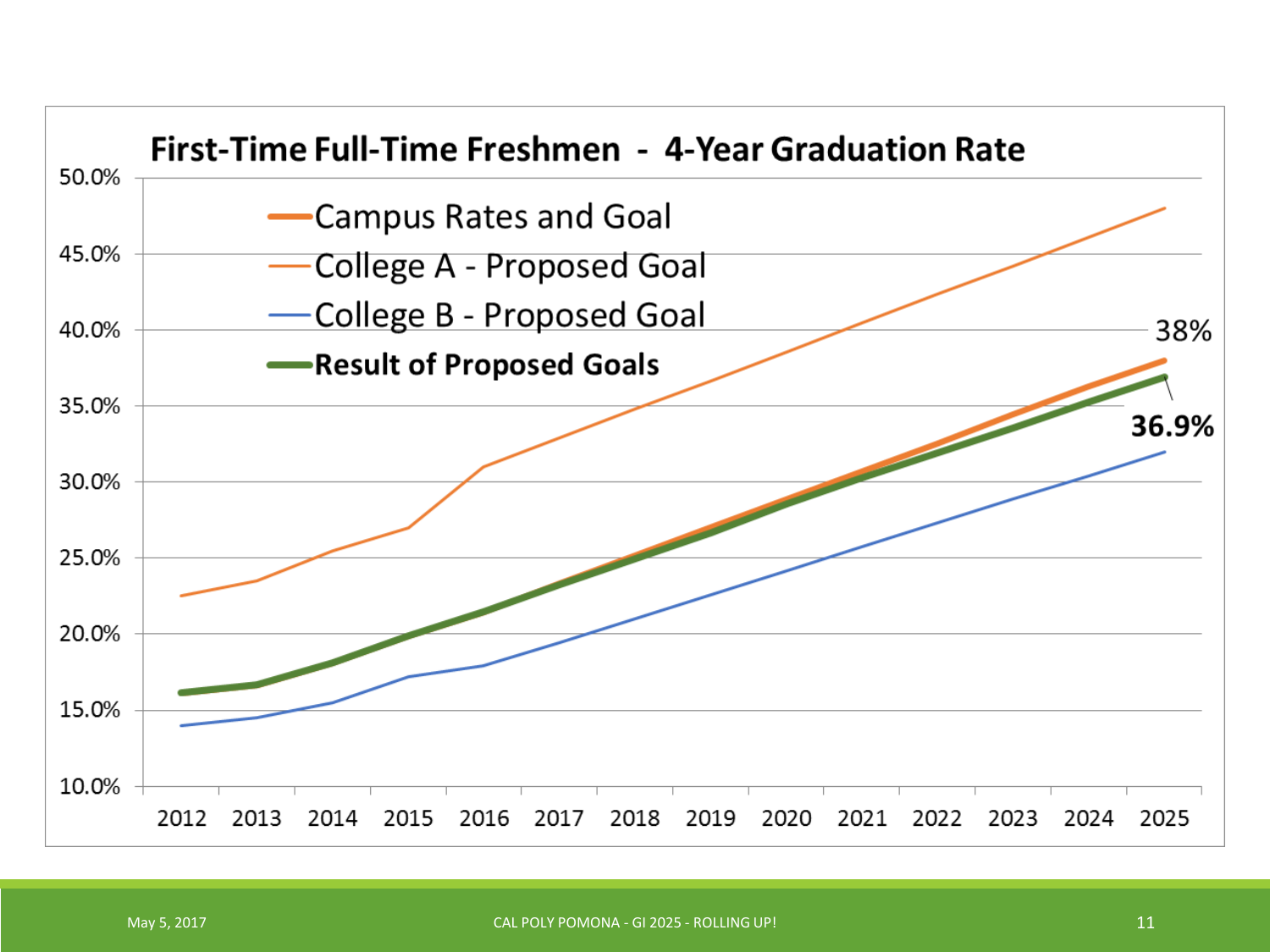## First-Time Full-Time Freshmen - 4-Year Graduation Rate

- Campus Rates and Goal
- College A - Proposed Goal
- College B - Proposed Goal
- **Result of Proposed Goals**

38%

**36.9%**

50.0%, 45.0%, 40.0%, 35.0%, 30.0%, 25.0%, 20.0%, 15.0%, 10.0%

2012 2013 2014 2015 2016 2017 2018 2019 2020 2021 2022 2023 2024 2025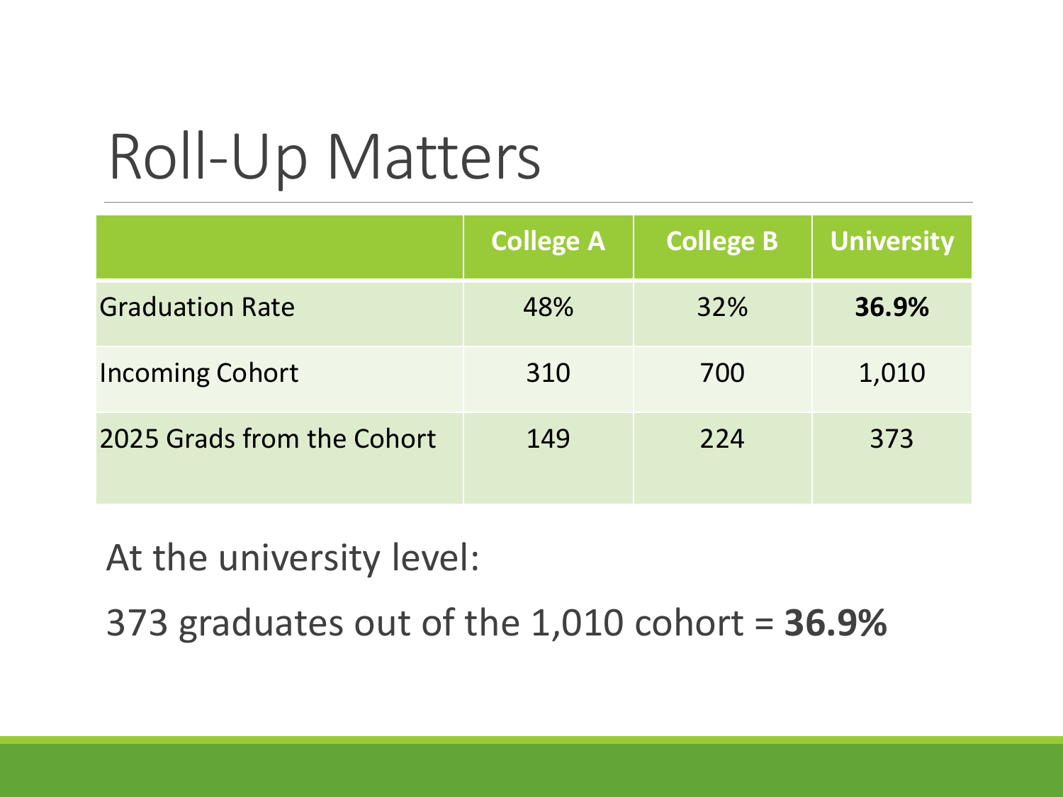# Roll-Up Matters

| | College A | College B | University |
|---|---|---|---|
| Graduation Rate | 48% | 32% | **36.9%** |
| Incoming Cohort | 310 | 700 | 1,010 |
| 2025 Grads from the Cohort | 149 | 224 | 373 |

At the university level:

373 graduates out of the 1,010 cohort = **36.9%**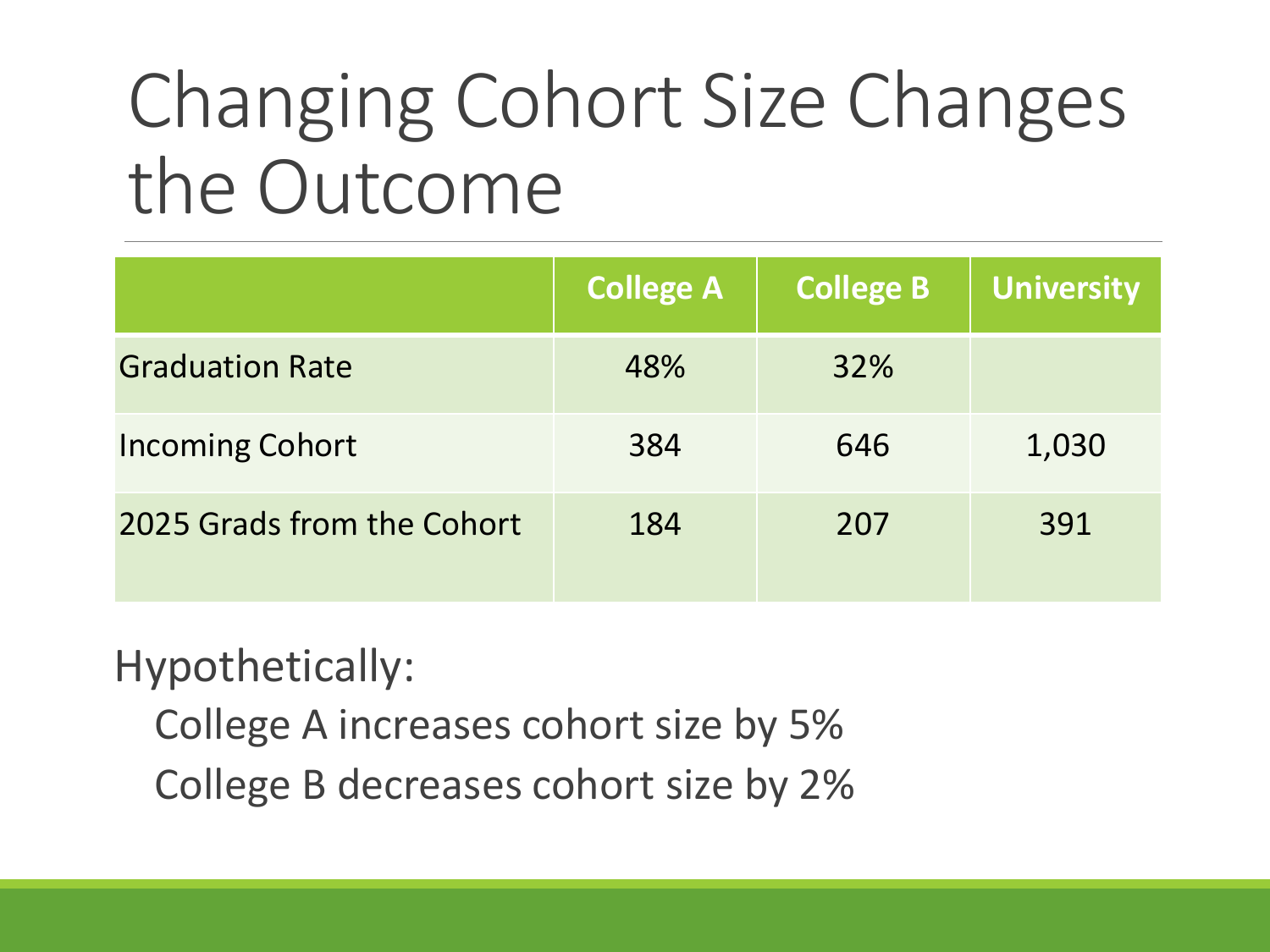# Changing Cohort Size Changes the Outcome

| | College A | College B | University |
|---|---|---|---|
| Graduation Rate | 48% | 32% | |
| Incoming Cohort | 384 | 646 | 1,030 |
| 2025 Grads from the Cohort | 184 | 207 | 391 |

Hypothetically:

- College A increases cohort size by 5%
- College B decreases cohort size by 2%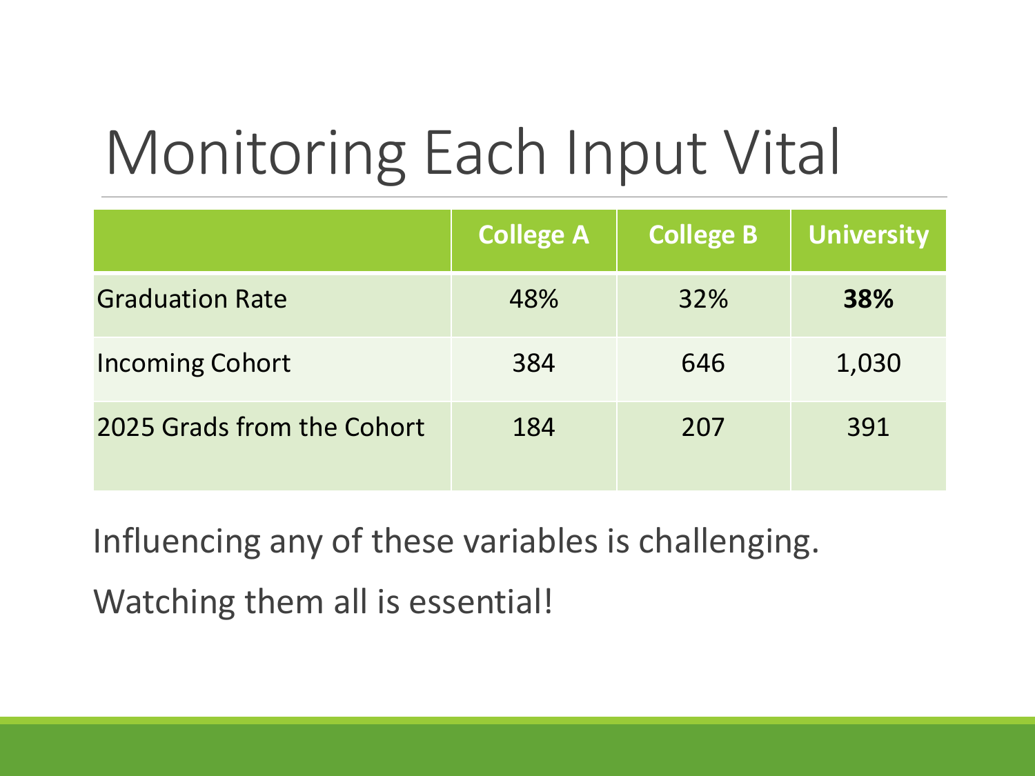# Monitoring Each Input Vital

| | College A | College B | University |
|---|---|---|---|
| Graduation Rate | 48% | 32% | **38%** |
| Incoming Cohort | 384 | 646 | 1,030 |
| 2025 Grads from the Cohort | 184 | 207 | 391 |

Influencing any of these variables is challenging.

Watching them all is essential!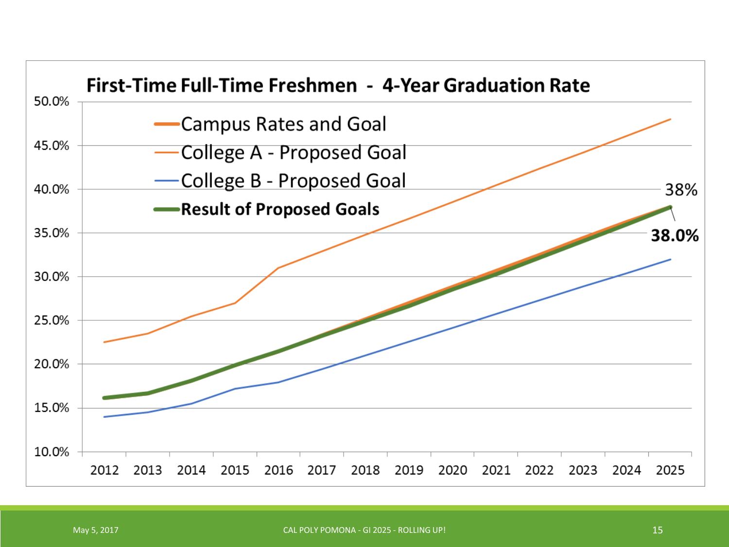## First-Time Full-Time Freshmen - 4-Year Graduation Rate

- Campus Rates and Goal
- College A - Proposed Goal
- College B - Proposed Goal
- **Result of Proposed Goals**

Y-axis: 10.0%, 15.0%, 20.0%, 25.0%, 30.0%, 35.0%, 40.0%, 45.0%, 50.0%

X-axis: 2012, 2013, 2014, 2015, 2016, 2017, 2018, 2019, 2020, 2021, 2022, 2023, 2024, 2025

2025 labels: 38% (Campus Rates and Goal); **38.0%** (Result of Proposed Goals)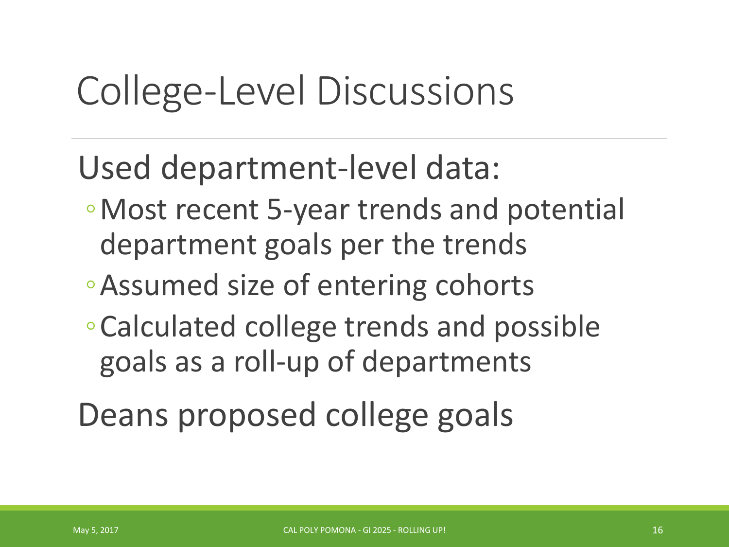# College-Level Discussions

Used department-level data:

- Most recent 5-year trends and potential department goals per the trends
- Assumed size of entering cohorts
- Calculated college trends and possible goals as a roll-up of departments

Deans proposed college goals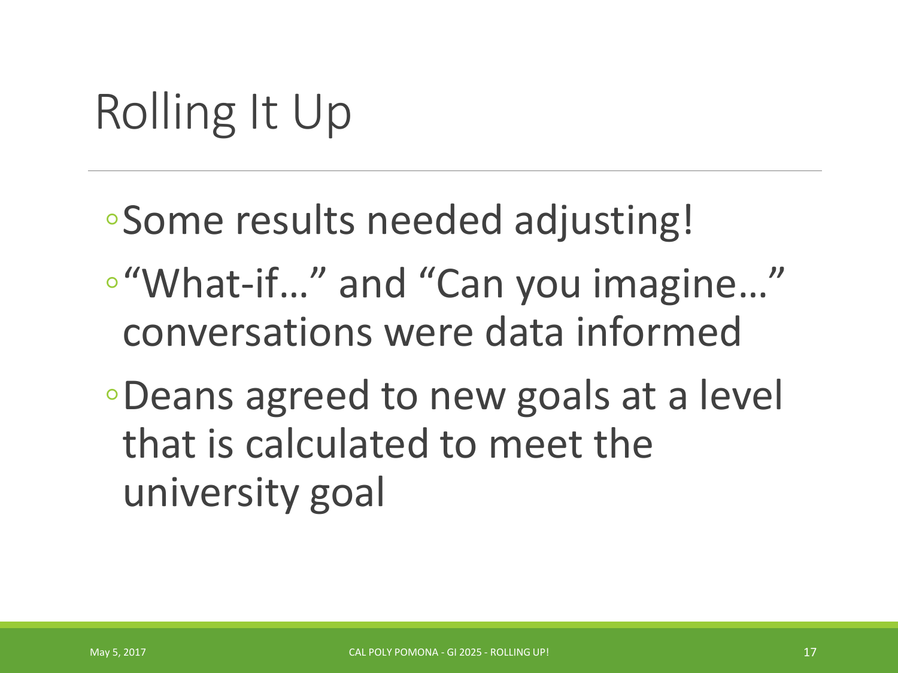# Rolling It Up

- Some results needed adjusting!
- "What-if…" and "Can you imagine…" conversations were data informed
- Deans agreed to new goals at a level that is calculated to meet the university goal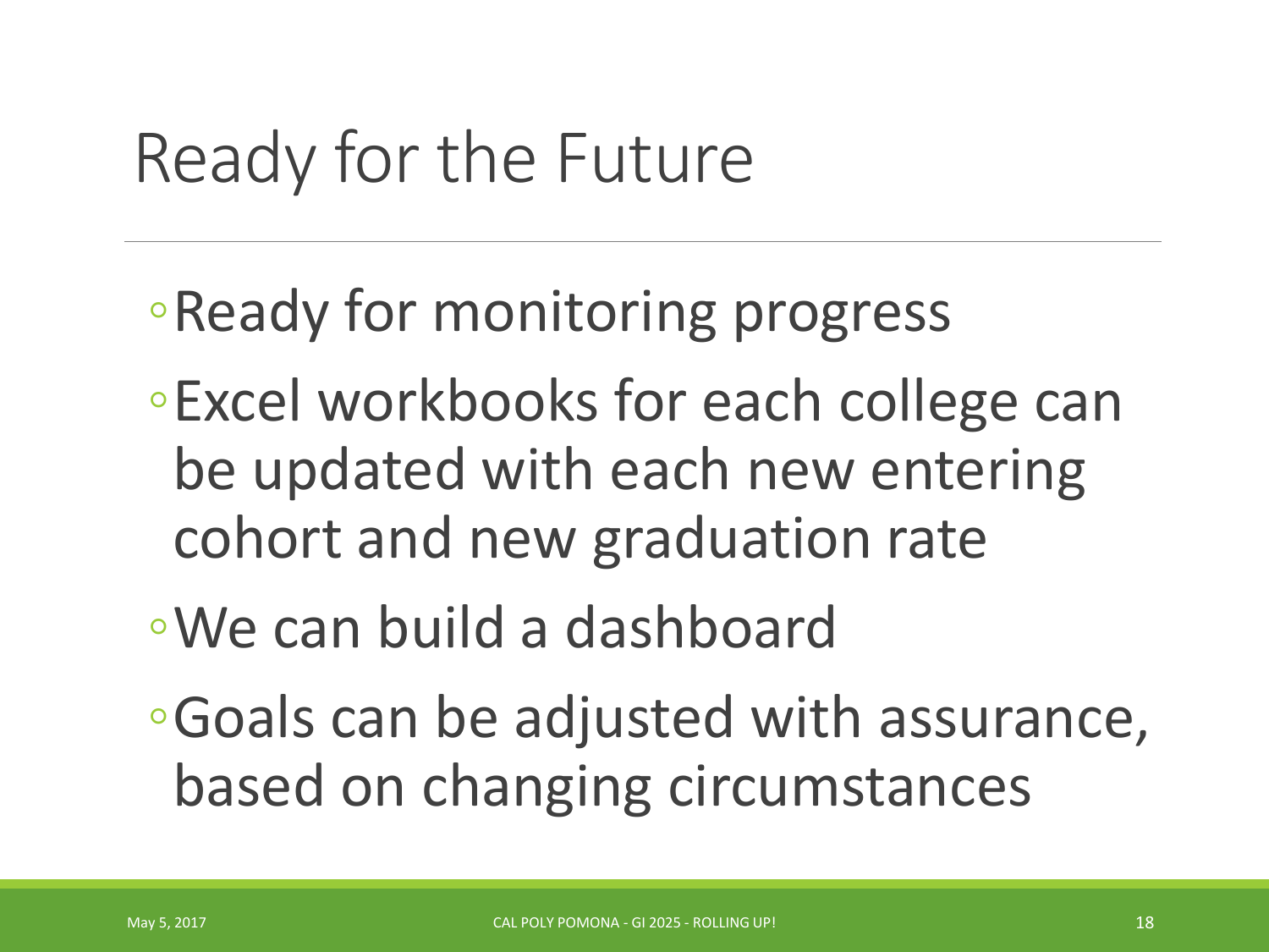# Ready for the Future

- Ready for monitoring progress
- Excel workbooks for each college can be updated with each new entering cohort and new graduation rate
- We can build a dashboard
- Goals can be adjusted with assurance, based on changing circumstances